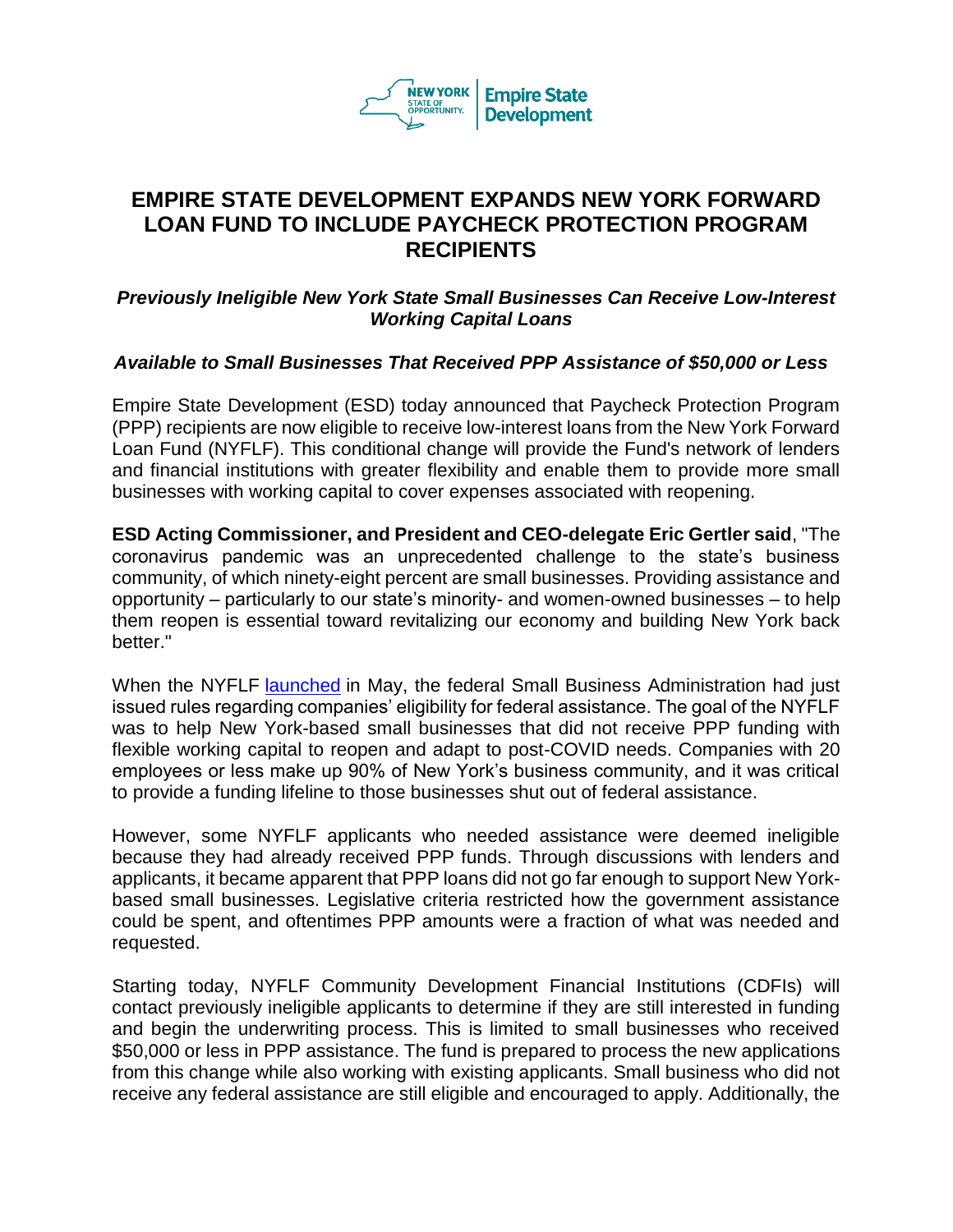# EMPIRE STATE DEVELOPMENT EXPANDS NEW YORK FORWARD LOAN FUND TO INCLUDE PAYCHECK PROTECTION PROGRAM RECIPIENTS

### *Previously Ineligible New York State Small Businesses Can Receive Low-Interest Working Capital Loans*

### *Available to Small Businesses That Received PPP Assistance of $50,000 or Less*

Empire State Development (ESD) today announced that Paycheck Protection Program (PPP) recipients are now eligible to receive low-interest loans from the New York Forward Loan Fund (NYFLF). This conditional change will provide the Fund's network of lenders and financial institutions with greater flexibility and enable them to provide more small businesses with working capital to cover expenses associated with reopening.

**ESD Acting Commissioner, and President and CEO-delegate Eric Gertler said**, "The coronavirus pandemic was an unprecedented challenge to the state's business community, of which ninety-eight percent are small businesses. Providing assistance and opportunity – particularly to our state's minority- and women-owned businesses – to help them reopen is essential toward revitalizing our economy and building New York back better."

When the NYFLF launched in May, the federal Small Business Administration had just issued rules regarding companies' eligibility for federal assistance. The goal of the NYFLF was to help New York-based small businesses that did not receive PPP funding with flexible working capital to reopen and adapt to post-COVID needs. Companies with 20 employees or less make up 90% of New York's business community, and it was critical to provide a funding lifeline to those businesses shut out of federal assistance.

However, some NYFLF applicants who needed assistance were deemed ineligible because they had already received PPP funds. Through discussions with lenders and applicants, it became apparent that PPP loans did not go far enough to support New York-based small businesses. Legislative criteria restricted how the government assistance could be spent, and oftentimes PPP amounts were a fraction of what was needed and requested.

Starting today, NYFLF Community Development Financial Institutions (CDFIs) will contact previously ineligible applicants to determine if they are still interested in funding and begin the underwriting process. This is limited to small businesses who received $50,000 or less in PPP assistance. The fund is prepared to process the new applications from this change while also working with existing applicants. Small business who did not receive any federal assistance are still eligible and encouraged to apply. Additionally, the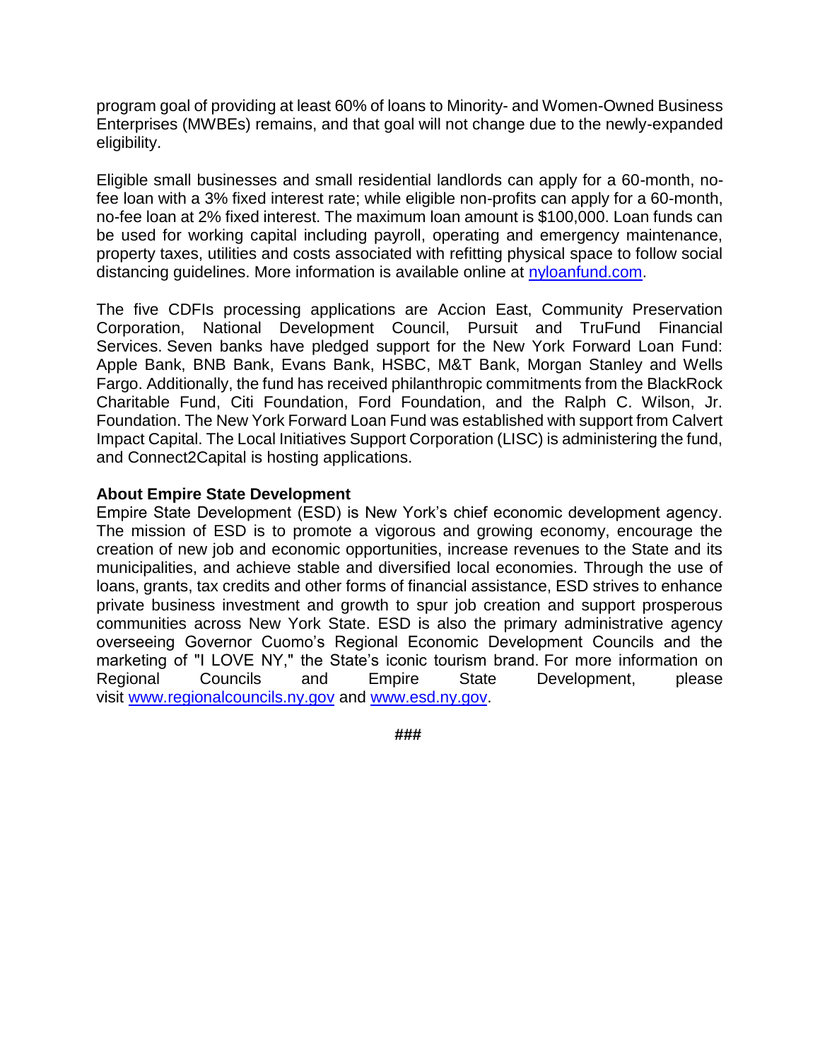program goal of providing at least 60% of loans to Minority- and Women-Owned Business Enterprises (MWBEs) remains, and that goal will not change due to the newly-expanded eligibility.

Eligible small businesses and small residential landlords can apply for a 60-month, no-fee loan with a 3% fixed interest rate; while eligible non-profits can apply for a 60-month, no-fee loan at 2% fixed interest. The maximum loan amount is $100,000. Loan funds can be used for working capital including payroll, operating and emergency maintenance, property taxes, utilities and costs associated with refitting physical space to follow social distancing guidelines. More information is available online at [nyloanfund.com](nyloanfund.com).

The five CDFIs processing applications are Accion East, Community Preservation Corporation, National Development Council, Pursuit and TruFund Financial Services. Seven banks have pledged support for the New York Forward Loan Fund: Apple Bank, BNB Bank, Evans Bank, HSBC, M&T Bank, Morgan Stanley and Wells Fargo. Additionally, the fund has received philanthropic commitments from the BlackRock Charitable Fund, Citi Foundation, Ford Foundation, and the Ralph C. Wilson, Jr. Foundation. The New York Forward Loan Fund was established with support from Calvert Impact Capital. The Local Initiatives Support Corporation (LISC) is administering the fund, and Connect2Capital is hosting applications.

**About Empire State Development**

Empire State Development (ESD) is New York's chief economic development agency. The mission of ESD is to promote a vigorous and growing economy, encourage the creation of new job and economic opportunities, increase revenues to the State and its municipalities, and achieve stable and diversified local economies. Through the use of loans, grants, tax credits and other forms of financial assistance, ESD strives to enhance private business investment and growth to spur job creation and support prosperous communities across New York State. ESD is also the primary administrative agency overseeing Governor Cuomo's Regional Economic Development Councils and the marketing of "I LOVE NY," the State's iconic tourism brand. For more information on Regional Councils and Empire State Development, please visit [www.regionalcouncils.ny.gov](www.regionalcouncils.ny.gov) and [www.esd.ny.gov](www.esd.ny.gov).

###